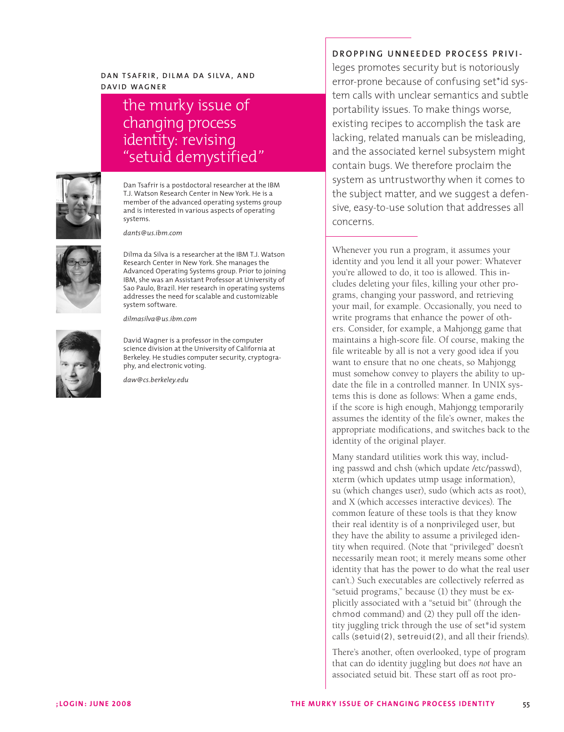DAN TSAFRIR, DILMA DA SILVA, AND DAVID WAGNER

# the murky issue of changing process identity: revising "setuid demystified"

Dan Tsafrir is a postdoctoral researcher at the IBM T.J. Watson Research Center in New York. He is a member of the advanced operating systems group and is interested in various aspects of operating systems.

*dants@us.ibm.com*

Dilma da Silva is a researcher at the IBM T.J. Watson Research Center in New York. She manages the Advanced Operating Systems group. Prior to joining IBM, she was an Assistant Professor at University of Sao Paulo, Brazil. Her research in operating systems addresses the need for scalable and customizable system software.

*dilmasilva@us.ibm.com*

David Wagner is a professor in the computer science division at the University of California at Berkeley. He studies computer security, cryptography, and electronic voting.

*daw@cs.berkeley.edu*

DROPPING UNNEEDED PROCESS PRIVIleges promotes security but is notoriously error-prone because of confusing set*id system calls with unclear semantics and subtle portability issues. To make things worse, existing recipes to accomplish the task are lacking, related manuals can be misleading, and the associated kernel subsystem might contain bugs. We therefore proclaim the system as untrustworthy when it comes to the subject matter, and we suggest a defensive, easy-to-use solution that addresses all concerns.

Whenever you run a program, it assumes your identity and you lend it all your power: Whatever you're allowed to do, it too is allowed. This includes deleting your files, killing your other programs, changing your password, and retrieving your mail, for example. Occasionally, you need to write programs that enhance the power of others. Consider, for example, a Mahjongg game that maintains a high-score file. Of course, making the file writeable by all is not a very good idea if you want to ensure that no one cheats, so Mahjongg must somehow convey to players the ability to update the file in a controlled manner. In UNIX systems this is done as follows: When a game ends, if the score is high enough, Mahjongg temporarily assumes the identity of the file's owner, makes the appropriate modifications, and switches back to the identity of the original player.

Many standard utilities work this way, including passwd and chsh (which update /etc/passwd), xterm (which updates utmp usage information), su (which changes user), sudo (which acts as root), and X (which accesses interactive devices). The common feature of these tools is that they know their real identity is of a nonprivileged user, but they have the ability to assume a privileged identity when required. (Note that "privileged" doesn't necessarily mean root; it merely means some other identity that has the power to do what the real user can't.) Such executables are collectively referred as "setuid programs," because (1) they must be explicitly associated with a "setuid bit" (through the `chmod` command) and (2) they pull off the identity juggling trick through the use of set*id system calls (`setuid(2)`, `setreuid(2)`, and all their friends).

There's another, often overlooked, type of program that can do identity juggling but does *not* have an associated setuid bit. These start off as root pro-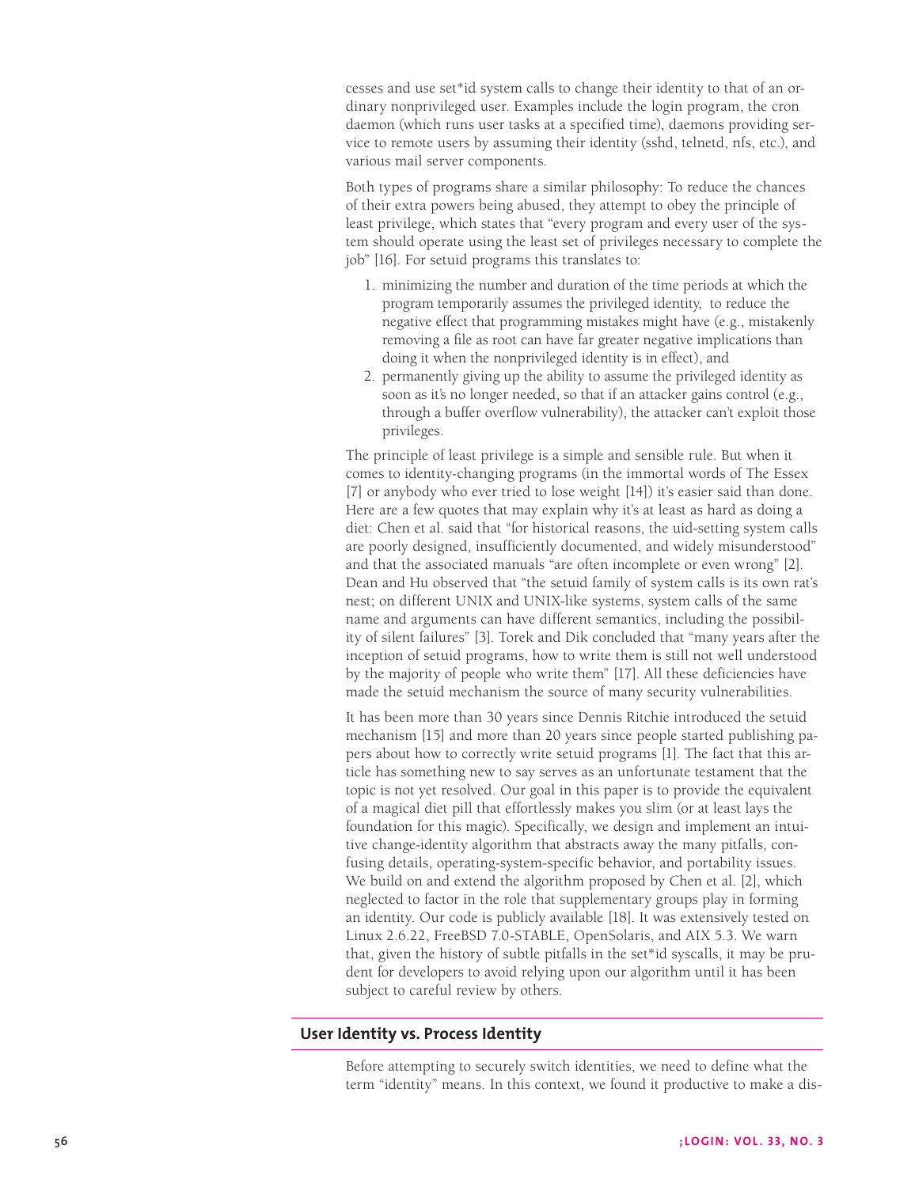cesses and use set*id system calls to change their identity to that of an ordinary nonprivileged user. Examples include the login program, the cron daemon (which runs user tasks at a specified time), daemons providing service to remote users by assuming their identity (sshd, telnetd, nfs, etc.), and various mail server components.

Both types of programs share a similar philosophy: To reduce the chances of their extra powers being abused, they attempt to obey the principle of least privilege, which states that "every program and every user of the system should operate using the least set of privileges necessary to complete the job" [16]. For setuid programs this translates to:

1. minimizing the number and duration of the time periods at which the program temporarily assumes the privileged identity, to reduce the negative effect that programming mistakes might have (e.g., mistakenly removing a file as root can have far greater negative implications than doing it when the nonprivileged identity is in effect), and
2. permanently giving up the ability to assume the privileged identity as soon as it's no longer needed, so that if an attacker gains control (e.g., through a buffer overflow vulnerability), the attacker can't exploit those privileges.

The principle of least privilege is a simple and sensible rule. But when it comes to identity-changing programs (in the immortal words of The Essex [7] or anybody who ever tried to lose weight [14]) it's easier said than done. Here are a few quotes that may explain why it's at least as hard as doing a diet: Chen et al. said that "for historical reasons, the uid-setting system calls are poorly designed, insufficiently documented, and widely misunderstood" and that the associated manuals "are often incomplete or even wrong" [2]. Dean and Hu observed that "the setuid family of system calls is its own rat's nest; on different UNIX and UNIX-like systems, system calls of the same name and arguments can have different semantics, including the possibility of silent failures" [3]. Torek and Dik concluded that "many years after the inception of setuid programs, how to write them is still not well understood by the majority of people who write them" [17]. All these deficiencies have made the setuid mechanism the source of many security vulnerabilities.

It has been more than 30 years since Dennis Ritchie introduced the setuid mechanism [15] and more than 20 years since people started publishing papers about how to correctly write setuid programs [1]. The fact that this article has something new to say serves as an unfortunate testament that the topic is not yet resolved. Our goal in this paper is to provide the equivalent of a magical diet pill that effortlessly makes you slim (or at least lays the foundation for this magic). Specifically, we design and implement an intuitive change-identity algorithm that abstracts away the many pitfalls, confusing details, operating-system-specific behavior, and portability issues. We build on and extend the algorithm proposed by Chen et al. [2], which neglected to factor in the role that supplementary groups play in forming an identity. Our code is publicly available [18]. It was extensively tested on Linux 2.6.22, FreeBSD 7.0-STABLE, OpenSolaris, and AIX 5.3. We warn that, given the history of subtle pitfalls in the set*id syscalls, it may be prudent for developers to avoid relying upon our algorithm until it has been subject to careful review by others.

## User Identity vs. Process Identity

Before attempting to securely switch identities, we need to define what the term "identity" means. In this context, we found it productive to make a dis-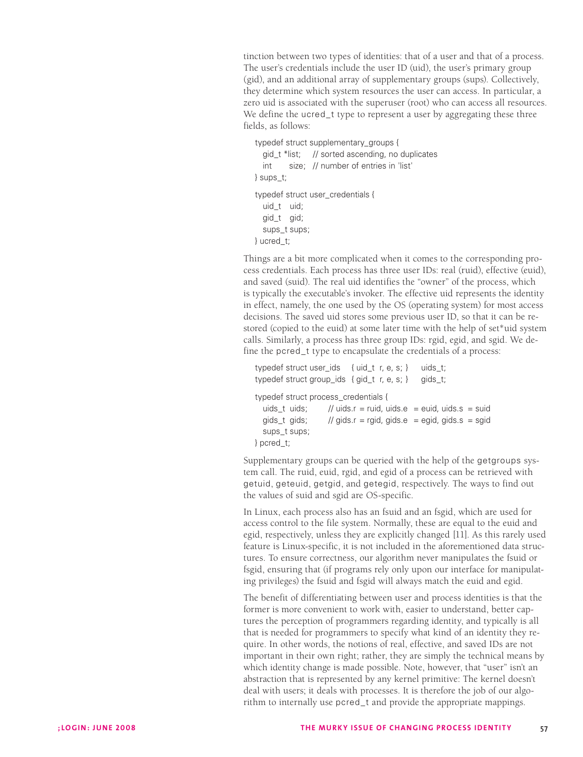tinction between two types of identities: that of a user and that of a process. The user's credentials include the user ID (uid), the user's primary group (gid), and an additional array of supplementary groups (sups). Collectively, they determine which system resources the user can access. In particular, a zero uid is associated with the superuser (root) who can access all resources. We define the `ucred_t` type to represent a user by aggregating these three fields, as follows:

```
typedef struct supplementary_groups {
    gid_t *list;    // sorted ascending, no duplicates
    int     size;   // number of entries in 'list'
} sups_t;

typedef struct user_credentials {
    uid_t   uid;
    gid_t   gid;
    sups_t sups;
} ucred_t;
```

Things are a bit more complicated when it comes to the corresponding process credentials. Each process has three user IDs: real (ruid), effective (euid), and saved (suid). The real uid identifies the "owner" of the process, which is typically the executable's invoker. The effective uid represents the identity in effect, namely, the one used by the OS (operating system) for most access decisions. The saved uid stores some previous user ID, so that it can be restored (copied to the euid) at some later time with the help of set*uid system calls. Similarly, a process has three group IDs: rgid, egid, and sgid. We define the `pcred_t` type to encapsulate the credentials of a process:

```
typedef struct user_ids    { uid_t  r, e, s; }    uids_t;
typedef struct group_ids  { gid_t  r, e, s; }    gids_t;

typedef struct process_credentials {
    uids_t  uids;       // uids.r = ruid, uids.e  = euid, uids.s  = suid
    gids_t  gids;       // gids.r = rgid, gids.e  = egid, gids.s  = sgid
    sups_t sups;
} pcred_t;
```

Supplementary groups can be queried with the help of the `getgroups` system call. The ruid, euid, rgid, and egid of a process can be retrieved with `getuid`, `geteuid`, `getgid`, and `getegid`, respectively. The ways to find out the values of suid and sgid are OS-specific.

In Linux, each process also has an fsuid and an fsgid, which are used for access control to the file system. Normally, these are equal to the euid and egid, respectively, unless they are explicitly changed [11]. As this rarely used feature is Linux-specific, it is not included in the aforementioned data structures. To ensure correctness, our algorithm never manipulates the fsuid or fsgid, ensuring that (if programs rely only upon our interface for manipulating privileges) the fsuid and fsgid will always match the euid and egid.

The benefit of differentiating between user and process identities is that the former is more convenient to work with, easier to understand, better captures the perception of programmers regarding identity, and typically is all that is needed for programmers to specify what kind of an identity they require. In other words, the notions of real, effective, and saved IDs are not important in their own right; rather, they are simply the technical means by which identity change is made possible. Note, however, that "user" isn't an abstraction that is represented by any kernel primitive: The kernel doesn't deal with users; it deals with processes. It is therefore the job of our algorithm to internally use `pcred_t` and provide the appropriate mappings.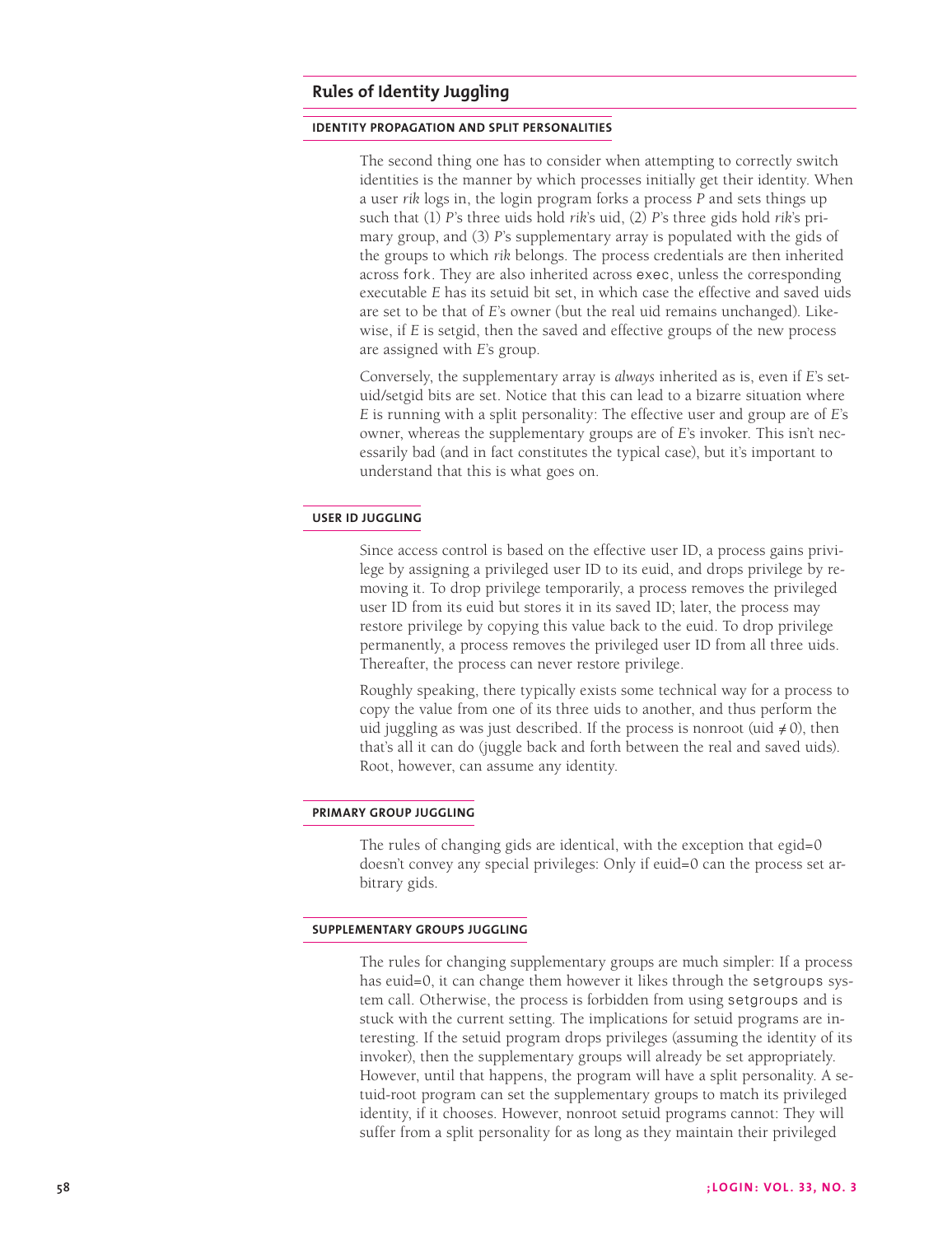## Rules of Identity Juggling

### IDENTITY PROPAGATION AND SPLIT PERSONALITIES

The second thing one has to consider when attempting to correctly switch identities is the manner by which processes initially get their identity. When a user *rik* logs in, the login program forks a process *P* and sets things up such that (1) *P*'s three uids hold *rik*'s uid, (2) *P*'s three gids hold *rik*'s primary group, and (3) *P*'s supplementary array is populated with the gids of the groups to which *rik* belongs. The process credentials are then inherited across fork. They are also inherited across exec, unless the corresponding executable *E* has its setuid bit set, in which case the effective and saved uids are set to be that of *E*'s owner (but the real uid remains unchanged). Likewise, if *E* is setgid, then the saved and effective groups of the new process are assigned with *E*'s group.

Conversely, the supplementary array is *always* inherited as is, even if *E*'s setuid/setgid bits are set. Notice that this can lead to a bizarre situation where *E* is running with a split personality: The effective user and group are of *E*'s owner, whereas the supplementary groups are of *E*'s invoker. This isn't necessarily bad (and in fact constitutes the typical case), but it's important to understand that this is what goes on.

### USER ID JUGGLING

Since access control is based on the effective user ID, a process gains privilege by assigning a privileged user ID to its euid, and drops privilege by removing it. To drop privilege temporarily, a process removes the privileged user ID from its euid but stores it in its saved ID; later, the process may restore privilege by copying this value back to the euid. To drop privilege permanently, a process removes the privileged user ID from all three uids. Thereafter, the process can never restore privilege.

Roughly speaking, there typically exists some technical way for a process to copy the value from one of its three uids to another, and thus perform the uid juggling as was just described. If the process is nonroot (uid $\neq 0$), then that's all it can do (juggle back and forth between the real and saved uids). Root, however, can assume any identity.

### PRIMARY GROUP JUGGLING

The rules of changing gids are identical, with the exception that egid=0 doesn't convey any special privileges: Only if euid=0 can the process set arbitrary gids.

### SUPPLEMENTARY GROUPS JUGGLING

The rules for changing supplementary groups are much simpler: If a process has euid=0, it can change them however it likes through the setgroups system call. Otherwise, the process is forbidden from using setgroups and is stuck with the current setting. The implications for setuid programs are interesting. If the setuid program drops privileges (assuming the identity of its invoker), then the supplementary groups will already be set appropriately. However, until that happens, the program will have a split personality. A setuid-root program can set the supplementary groups to match its privileged identity, if it chooses. However, nonroot setuid programs cannot: They will suffer from a split personality for as long as they maintain their privileged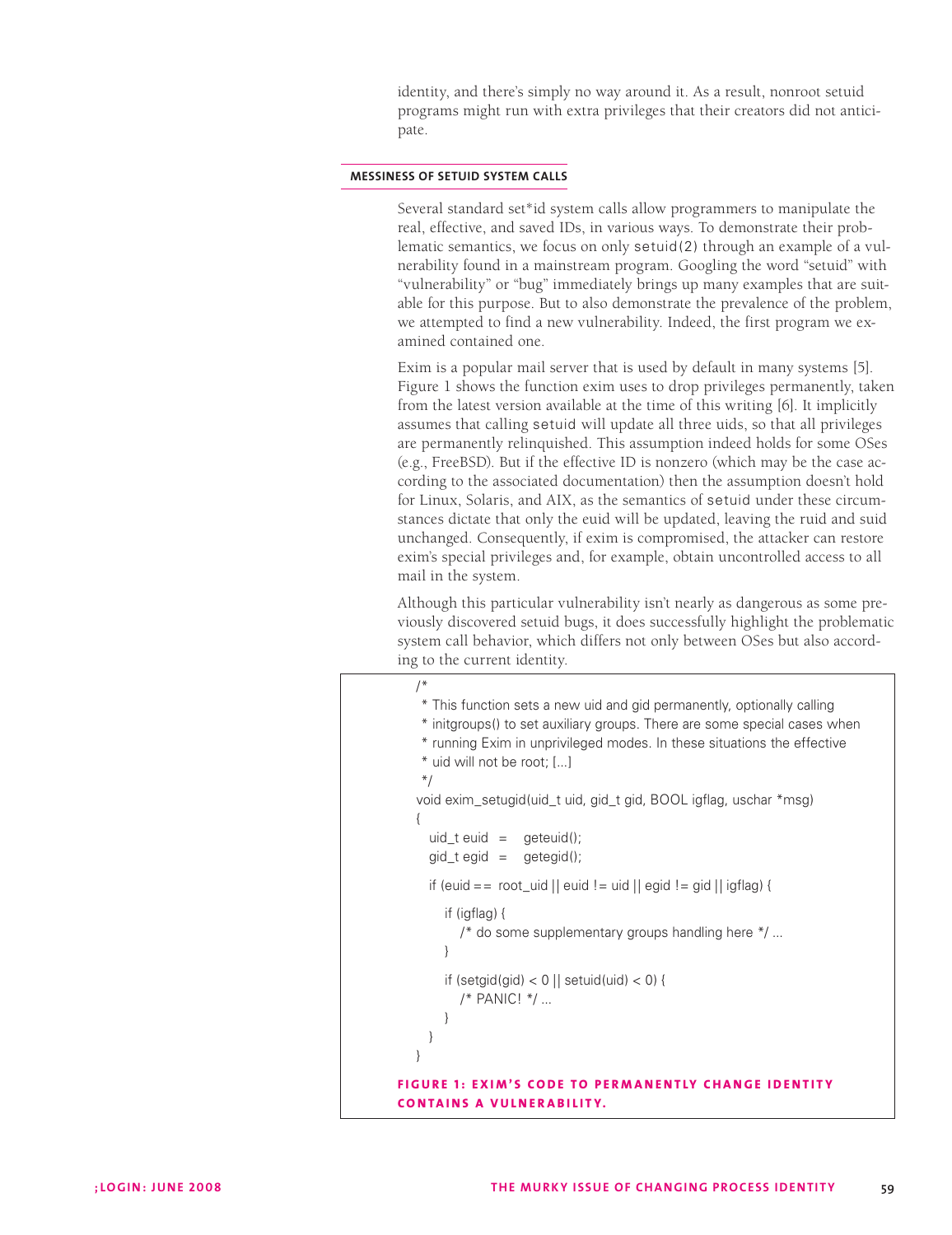identity, and there's simply no way around it. As a result, nonroot setuid programs might run with extra privileges that their creators did not anticipate.

## MESSINESS OF SETUID SYSTEM CALLS

Several standard set*id system calls allow programmers to manipulate the real, effective, and saved IDs, in various ways. To demonstrate their problematic semantics, we focus on only setuid(2) through an example of a vulnerability found in a mainstream program. Googling the word "setuid" with "vulnerability" or "bug" immediately brings up many examples that are suitable for this purpose. But to also demonstrate the prevalence of the problem, we attempted to find a new vulnerability. Indeed, the first program we examined contained one.

Exim is a popular mail server that is used by default in many systems [5]. Figure 1 shows the function exim uses to drop privileges permanently, taken from the latest version available at the time of this writing [6]. It implicitly assumes that calling setuid will update all three uids, so that all privileges are permanently relinquished. This assumption indeed holds for some OSes (e.g., FreeBSD). But if the effective ID is nonzero (which may be the case according to the associated documentation) then the assumption doesn't hold for Linux, Solaris, and AIX, as the semantics of setuid under these circumstances dictate that only the euid will be updated, leaving the ruid and suid unchanged. Consequently, if exim is compromised, the attacker can restore exim's special privileges and, for example, obtain uncontrolled access to all mail in the system.

Although this particular vulnerability isn't nearly as dangerous as some previously discovered setuid bugs, it does successfully highlight the problematic system call behavior, which differs not only between OSes but also according to the current identity.

```
/*
 * This function sets a new uid and gid permanently, optionally calling
 * initgroups() to set auxiliary groups. There are some special cases when
 * running Exim in unprivileged modes. In these situations the effective
 * uid will not be root; [...]
 */
void exim_setugid(uid_t uid, gid_t gid, BOOL igflag, uschar *msg)
{
   uid_t euid  =   geteuid();
   gid_t egid  =   getegid();

   if (euid == root_uid || euid != uid || egid != gid || igflag) {

      if (igflag) {
         /* do some supplementary groups handling here */ ...
      }

      if (setgid(gid) < 0 || setuid(uid) < 0) {
         /* PANIC! */ ...
      }
   }
}
```

**FIGURE 1: EXIM'S CODE TO PERMANENTLY CHANGE IDENTITY CONTAINS A VULNERABILITY.**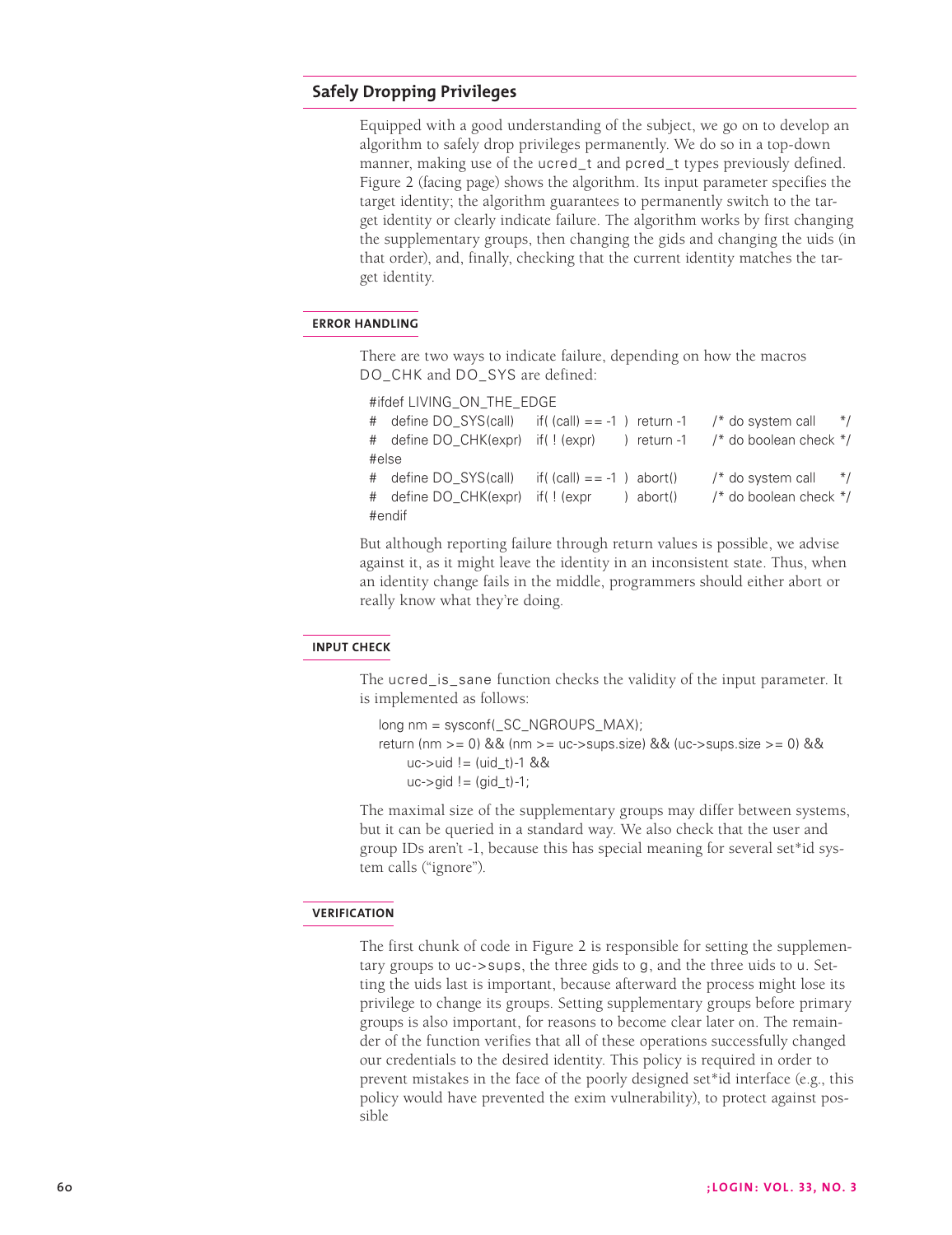## Safely Dropping Privileges

Equipped with a good understanding of the subject, we go on to develop an algorithm to safely drop privileges permanently. We do so in a top-down manner, making use of the ucred_t and pcred_t types previously defined. Figure 2 (facing page) shows the algorithm. Its input parameter specifies the target identity; the algorithm guarantees to permanently switch to the target identity or clearly indicate failure. The algorithm works by first changing the supplementary groups, then changing the gids and changing the uids (in that order), and, finally, checking that the current identity matches the target identity.

### ERROR HANDLING

There are two ways to indicate failure, depending on how the macros DO_CHK and DO_SYS are defined:

```
#ifdef LIVING_ON_THE_EDGE
#   define DO_SYS(call)    if( (call) == -1 )  return -1    /* do system call     */
#   define DO_CHK(expr)    if( ! (expr)     )  return -1    /* do boolean check */
#else
#   define DO_SYS(call)    if( (call) == -1 )  abort()      /* do system call     */
#   define DO_CHK(expr)    if( ! (expr      )  abort()      /* do boolean check */
#endif
```

But although reporting failure through return values is possible, we advise against it, as it might leave the identity in an inconsistent state. Thus, when an identity change fails in the middle, programmers should either abort or really know what they're doing.

### INPUT CHECK

The ucred_is_sane function checks the validity of the input parameter. It is implemented as follows:

```
long nm = sysconf(_SC_NGROUPS_MAX);
return (nm >= 0) && (nm >= uc->sups.size) && (uc->sups.size >= 0) &&
    uc->uid != (uid_t)-1 &&
    uc->gid != (gid_t)-1;
```

The maximal size of the supplementary groups may differ between systems, but it can be queried in a standard way. We also check that the user and group IDs aren't -1, because this has special meaning for several set*id system calls ("ignore").

### VERIFICATION

The first chunk of code in Figure 2 is responsible for setting the supplementary groups to uc->sups, the three gids to g, and the three uids to u. Setting the uids last is important, because afterward the process might lose its privilege to change its groups. Setting supplementary groups before primary groups is also important, for reasons to become clear later on. The remainder of the function verifies that all of these operations successfully changed our credentials to the desired identity. This policy is required in order to prevent mistakes in the face of the poorly designed set*id interface (e.g., this policy would have prevented the exim vulnerability), to protect against possible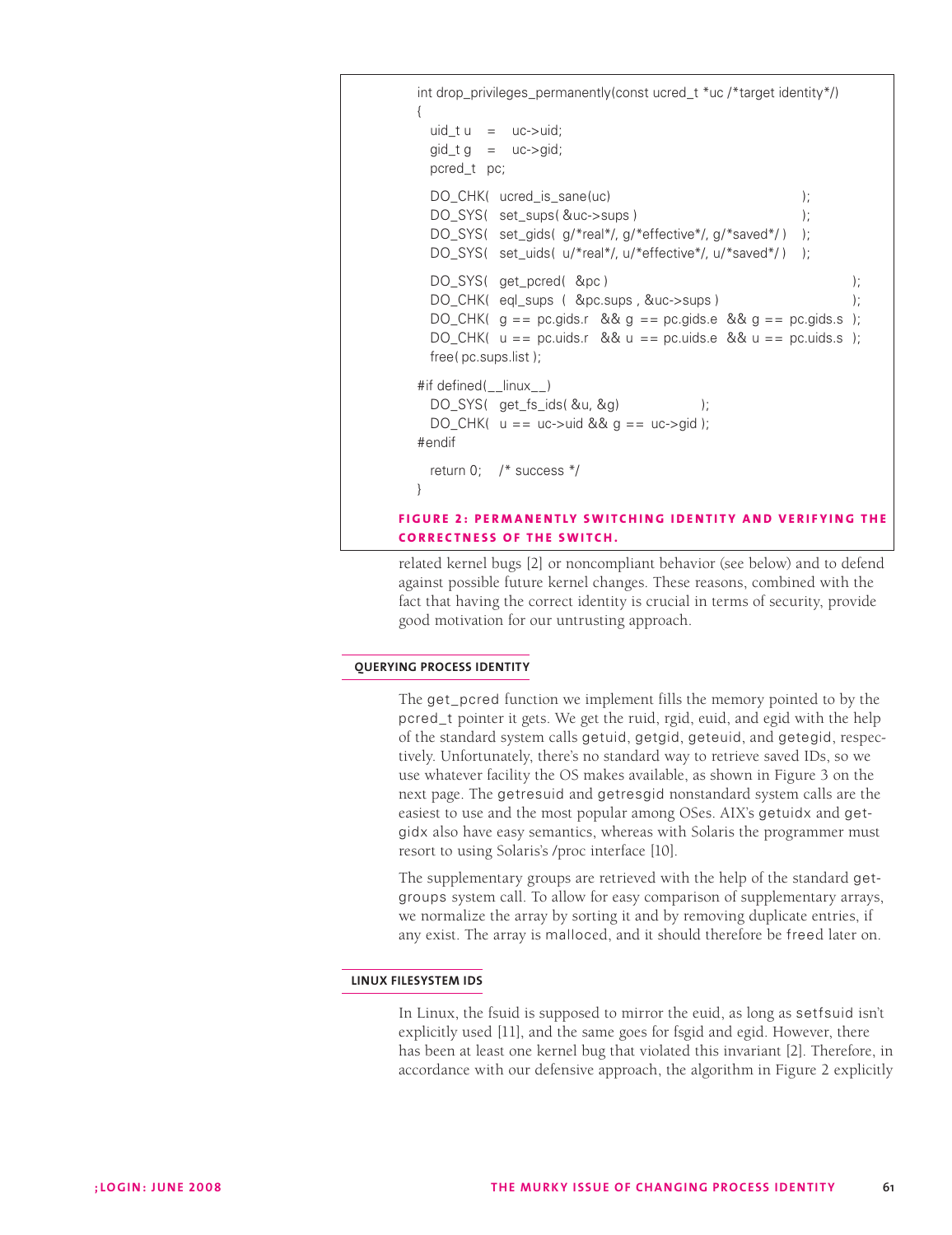```
int drop_privileges_permanently(const ucred_t *uc /*target identity*/)
{
   uid_t u    =   uc->uid;
   gid_t g    =   uc->gid;
   pcred_t  pc;

   DO_CHK(  ucred_is_sane(uc)                                  );
   DO_SYS(  set_sups( &uc->sups )                              );
   DO_SYS(  set_gids( g/*real*/, g/*effective*/, g/*saved*/ )  );
   DO_SYS(  set_uids( u/*real*/, u/*effective*/, u/*saved*/ )  );

   DO_SYS(  get_pcred(  &pc )                                              );
   DO_CHK(  eql_sups  (  &pc.sups , &uc->sups )                            );
   DO_CHK(  g == pc.gids.r   && g == pc.gids.e  && g == pc.gids.s  );
   DO_CHK(  u == pc.uids.r   && u == pc.uids.e  && u == pc.uids.s  );
   free( pc.sups.list );

#if defined(__linux__)
   DO_SYS(  get_fs_ids( &u, &g)              );
   DO_CHK(  u == uc->uid && g == uc->gid );
#endif

   return 0;    /* success */
}
```

**FIGURE 2: PERMANENTLY SWITCHING IDENTITY AND VERIFYING THE CORRECTNESS OF THE SWITCH.**

related kernel bugs [2] or noncompliant behavior (see below) and to defend against possible future kernel changes. These reasons, combined with the fact that having the correct identity is crucial in terms of security, provide good motivation for our untrusting approach.

## QUERYING PROCESS IDENTITY

The get_pcred function we implement fills the memory pointed to by the pcred_t pointer it gets. We get the ruid, rgid, euid, and egid with the help of the standard system calls getuid, getgid, geteuid, and getegid, respectively. Unfortunately, there's no standard way to retrieve saved IDs, so we use whatever facility the OS makes available, as shown in Figure 3 on the next page. The getresuid and getresgid nonstandard system calls are the easiest to use and the most popular among OSes. AIX's getuidx and getgidx also have easy semantics, whereas with Solaris the programmer must resort to using Solaris's /proc interface [10].

The supplementary groups are retrieved with the help of the standard getgroups system call. To allow for easy comparison of supplementary arrays, we normalize the array by sorting it and by removing duplicate entries, if any exist. The array is malloced, and it should therefore be freed later on.

## LINUX FILESYSTEM IDS

In Linux, the fsuid is supposed to mirror the euid, as long as setfsuid isn't explicitly used [11], and the same goes for fsgid and egid. However, there has been at least one kernel bug that violated this invariant [2]. Therefore, in accordance with our defensive approach, the algorithm in Figure 2 explicitly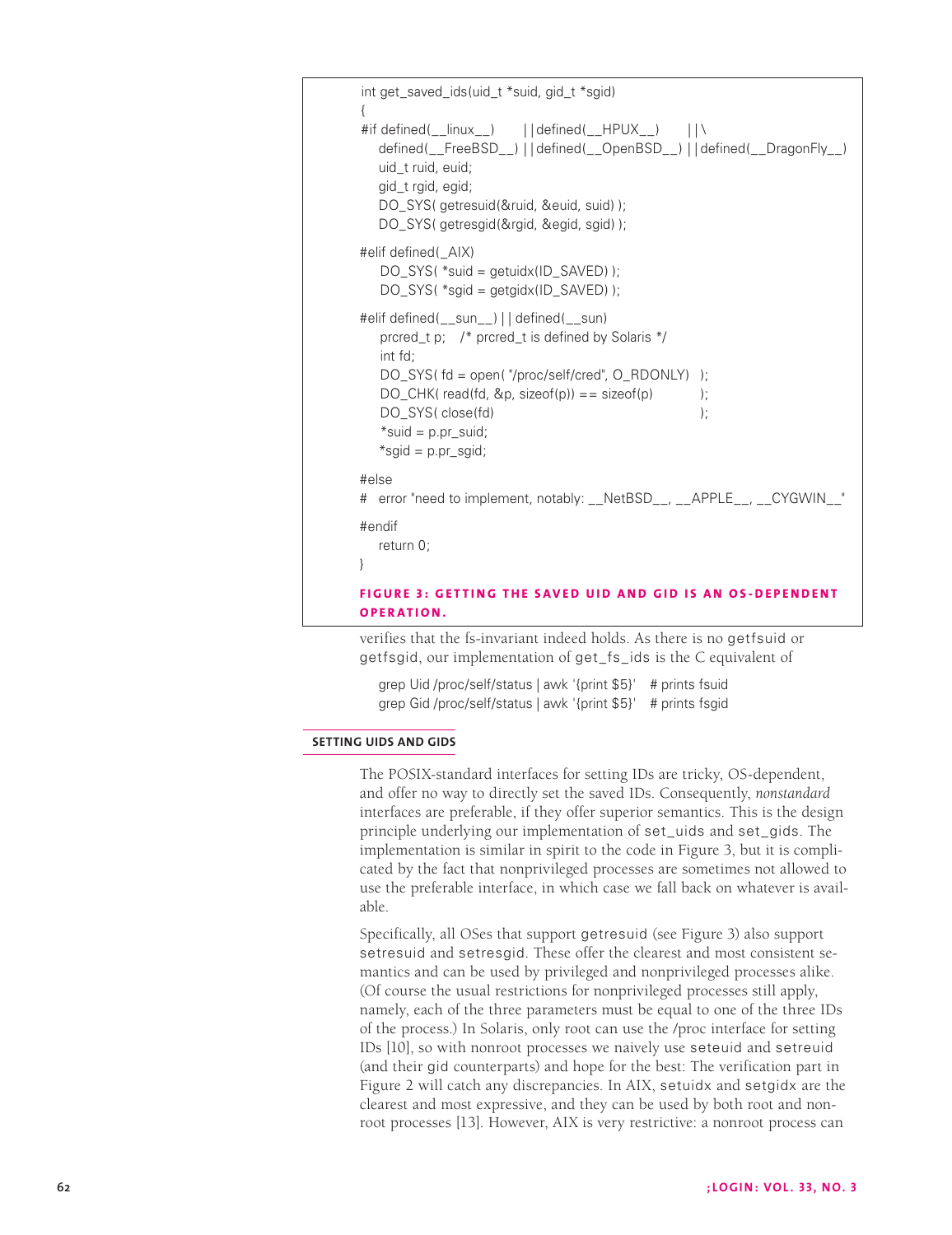```
int get_saved_ids(uid_t *suid, gid_t *sgid)
{
#if defined(__linux__)     ||defined(__HPUX__)     ||\
    defined(__FreeBSD__) ||defined(__OpenBSD__) ||defined(__DragonFly__)
    uid_t ruid, euid;
    gid_t rgid, egid;
    DO_SYS( getresuid(&ruid, &euid, suid) );
    DO_SYS( getresgid(&rgid, &egid, sgid) );

#elif defined(_AIX)
    DO_SYS( *suid = getuidx(ID_SAVED) );
    DO_SYS( *sgid = getgidx(ID_SAVED) );

#elif defined(__sun__) || defined(__sun)
    prcred_t p;   /* prcred_t is defined by Solaris */
    int fd;
    DO_SYS( fd = open( "/proc/self/cred", O_RDONLY)  );
    DO_CHK( read(fd, &p, sizeof(p)) == sizeof(p)      );
    DO_SYS( close(fd)                                 );
    *suid = p.pr_suid;
    *sgid = p.pr_sgid;

#else
#   error "need to implement, notably: __NetBSD__, __APPLE__, __CYGWIN__"

#endif
    return 0;
}
```

**FIGURE 3: GETTING THE SAVED UID AND GID IS AN OS-DEPENDENT OPERATION.**

verifies that the fs-invariant indeed holds. As there is no getfsuid or getfsgid, our implementation of get_fs_ids is the C equivalent of

```
grep Uid /proc/self/status | awk '{print $5}'   # prints fsuid
grep Gid /proc/self/status | awk '{print $5}'   # prints fsgid
```

## SETTING UIDS AND GIDS

The POSIX-standard interfaces for setting IDs are tricky, OS-dependent, and offer no way to directly set the saved IDs. Consequently, *nonstandard* interfaces are preferable, if they offer superior semantics. This is the design principle underlying our implementation of set_uids and set_gids. The implementation is similar in spirit to the code in Figure 3, but it is complicated by the fact that nonprivileged processes are sometimes not allowed to use the preferable interface, in which case we fall back on whatever is available.

Specifically, all OSes that support getresuid (see Figure 3) also support setresuid and setresgid. These offer the clearest and most consistent semantics and can be used by privileged and nonprivileged processes alike. (Of course the usual restrictions for nonprivileged processes still apply, namely, each of the three parameters must be equal to one of the three IDs of the process.) In Solaris, only root can use the /proc interface for setting IDs [10], so with nonroot processes we naively use seteuid and setreuid (and their gid counterparts) and hope for the best: The verification part in Figure 2 will catch any discrepancies. In AIX, setuidx and setgidx are the clearest and most expressive, and they can be used by both root and nonroot processes [13]. However, AIX is very restrictive: a nonroot process can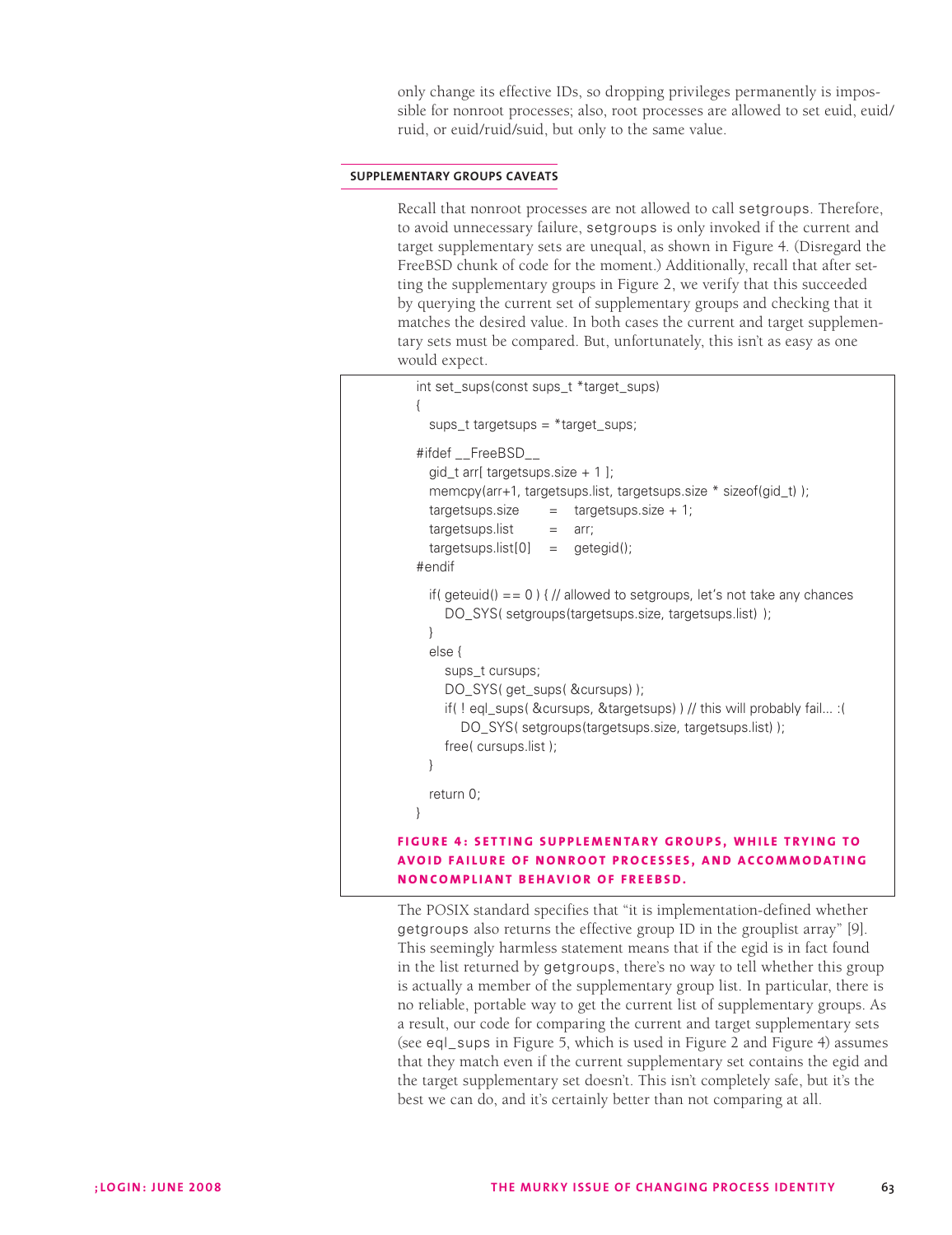only change its effective IDs, so dropping privileges permanently is impossible for nonroot processes; also, root processes are allowed to set euid, euid/ruid, or euid/ruid/suid, but only to the same value.

## SUPPLEMENTARY GROUPS CAVEATS

Recall that nonroot processes are not allowed to call setgroups. Therefore, to avoid unnecessary failure, setgroups is only invoked if the current and target supplementary sets are unequal, as shown in Figure 4. (Disregard the FreeBSD chunk of code for the moment.) Additionally, recall that after setting the supplementary groups in Figure 2, we verify that this succeeded by querying the current set of supplementary groups and checking that it matches the desired value. In both cases the current and target supplementary sets must be compared. But, unfortunately, this isn't as easy as one would expect.

```
int set_sups(const sups_t *target_sups)
{
   sups_t targetsups = *target_sups;

#ifdef __FreeBSD__
   gid_t arr[ targetsups.size + 1 ];
   memcpy(arr+1, targetsups.list, targetsups.size * sizeof(gid_t) );
   targetsups.size      =   targetsups.size + 1;
   targetsups.list      =   arr;
   targetsups.list[0]   =   getegid();
#endif

   if( geteuid() == 0 ) { // allowed to setgroups, let's not take any chances
      DO_SYS( setgroups(targetsups.size, targetsups.list) );
   }
   else {
      sups_t cursups;
      DO_SYS( get_sups( &cursups) );
      if( ! eql_sups( &cursups, &targetsups) ) // this will probably fail... :(
         DO_SYS( setgroups(targetsups.size, targetsups.list) );
      free( cursups.list );
   }

   return 0;
}
```

**FIGURE 4: SETTING SUPPLEMENTARY GROUPS, WHILE TRYING TO AVOID FAILURE OF NONROOT PROCESSES, AND ACCOMMODATING NONCOMPLIANT BEHAVIOR OF FREEBSD.**

The POSIX standard specifies that "it is implementation-defined whether getgroups also returns the effective group ID in the grouplist array" [9]. This seemingly harmless statement means that if the egid is in fact found in the list returned by getgroups, there's no way to tell whether this group is actually a member of the supplementary group list. In particular, there is no reliable, portable way to get the current list of supplementary groups. As a result, our code for comparing the current and target supplementary sets (see eql_sups in Figure 5, which is used in Figure 2 and Figure 4) assumes that they match even if the current supplementary set contains the egid and the target supplementary set doesn't. This isn't completely safe, but it's the best we can do, and it's certainly better than not comparing at all.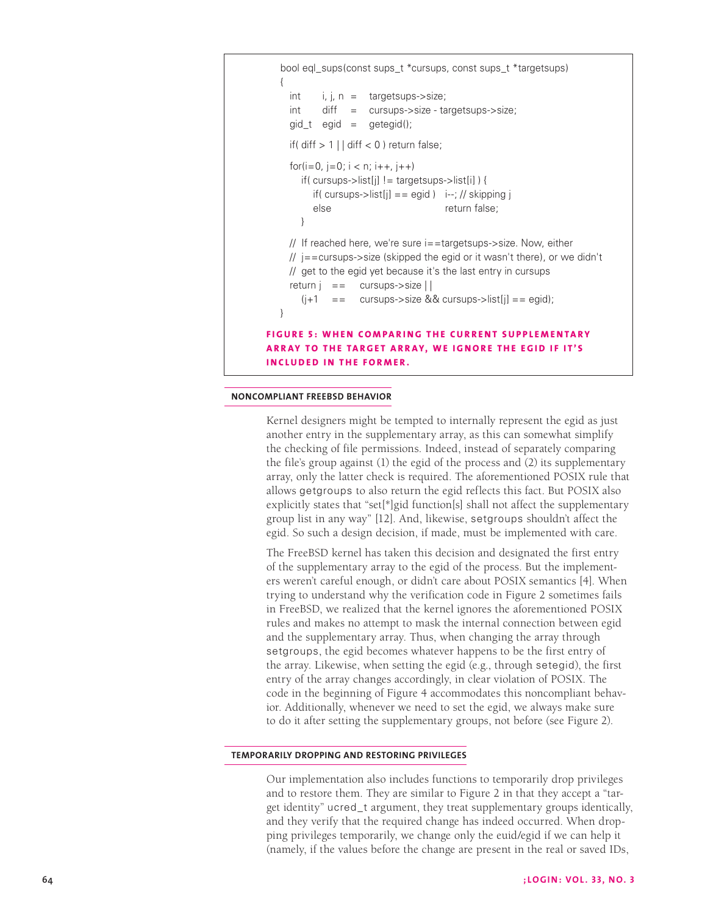```
bool eql_sups(const sups_t *cursups, const sups_t *targetsups)
{
   int     i, j, n  =   targetsups->size;
   int     diff     =   cursups->size - targetsups->size;
   gid_t   egid     =   getegid();

   if( diff > 1 || diff < 0 ) return false;

   for(i=0, j=0; i < n; i++, j++)
      if( cursups->list[j] != targetsups->list[i] ) {
         if( cursups->list[j] == egid )   i--; // skipping j
         else                             return false;
      }

   // If reached here, we're sure i==targetsups->size. Now, either
   // j==cursups->size (skipped the egid or it wasn't there), or we didn't
   // get to the egid yet because it's the last entry in cursups
   return j   ==   cursups->size ||
      (j+1    ==   cursups->size && cursups->list[j] == egid);
}
```

**FIGURE 5: WHEN COMPARING THE CURRENT SUPPLEMENTARY ARRAY TO THE TARGET ARRAY, WE IGNORE THE EGID IF IT'S INCLUDED IN THE FORMER.**

## NONCOMPLIANT FREEBSD BEHAVIOR

Kernel designers might be tempted to internally represent the egid as just another entry in the supplementary array, as this can somewhat simplify the checking of file permissions. Indeed, instead of separately comparing the file's group against (1) the egid of the process and (2) its supplementary array, only the latter check is required. The aforementioned POSIX rule that allows getgroups to also return the egid reflects this fact. But POSIX also explicitly states that "set[*]gid function[s] shall not affect the supplementary group list in any way" [12]. And, likewise, setgroups shouldn't affect the egid. So such a design decision, if made, must be implemented with care.

The FreeBSD kernel has taken this decision and designated the first entry of the supplementary array to the egid of the process. But the implementers weren't careful enough, or didn't care about POSIX semantics [4]. When trying to understand why the verification code in Figure 2 sometimes fails in FreeBSD, we realized that the kernel ignores the aforementioned POSIX rules and makes no attempt to mask the internal connection between egid and the supplementary array. Thus, when changing the array through setgroups, the egid becomes whatever happens to be the first entry of the array. Likewise, when setting the egid (e.g., through setegid), the first entry of the array changes accordingly, in clear violation of POSIX. The code in the beginning of Figure 4 accommodates this noncompliant behavior. Additionally, whenever we need to set the egid, we always make sure to do it after setting the supplementary groups, not before (see Figure 2).

## TEMPORARILY DROPPING AND RESTORING PRIVILEGES

Our implementation also includes functions to temporarily drop privileges and to restore them. They are similar to Figure 2 in that they accept a "target identity" ucred_t argument, they treat supplementary groups identically, and they verify that the required change has indeed occurred. When dropping privileges temporarily, we change only the euid/egid if we can help it (namely, if the values before the change are present in the real or saved IDs,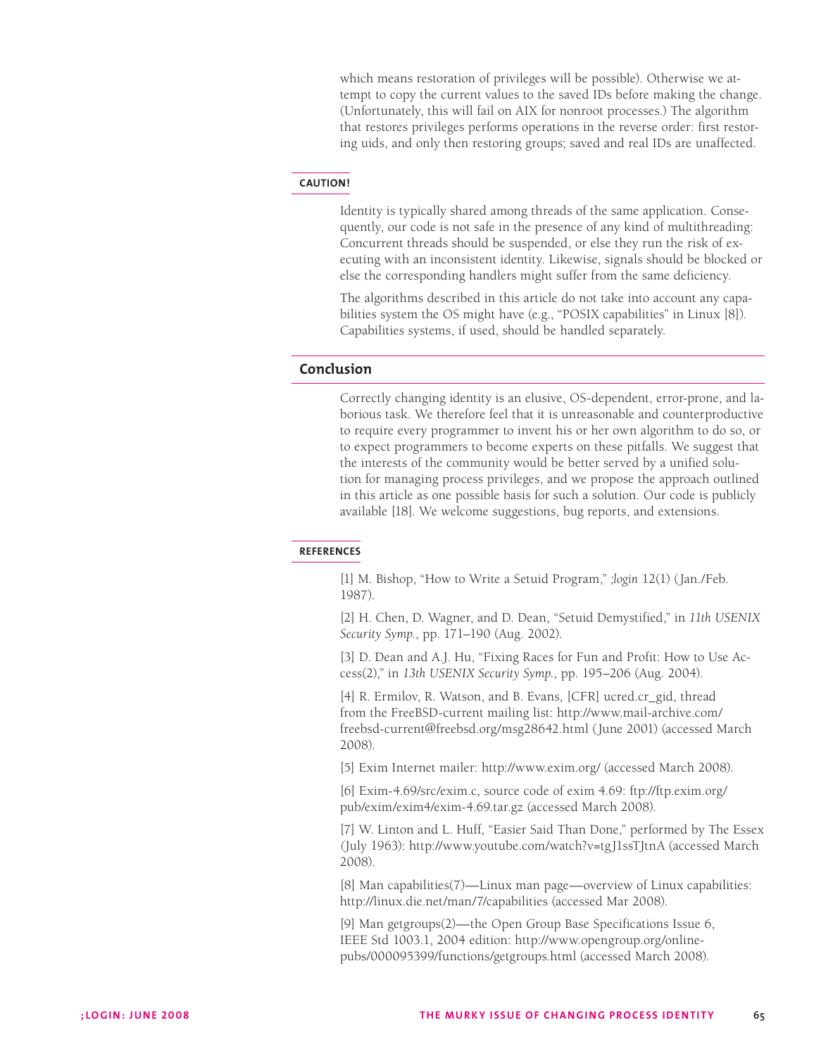which means restoration of privileges will be possible). Otherwise we attempt to copy the current values to the saved IDs before making the change. (Unfortunately, this will fail on AIX for nonroot processes.) The algorithm that restores privileges performs operations in the reverse order: first restoring uids, and only then restoring groups; saved and real IDs are unaffected.

### CAUTION!

Identity is typically shared among threads of the same application. Consequently, our code is not safe in the presence of any kind of multithreading: Concurrent threads should be suspended, or else they run the risk of executing with an inconsistent identity. Likewise, signals should be blocked or else the corresponding handlers might suffer from the same deficiency.

The algorithms described in this article do not take into account any capabilities system the OS might have (e.g., "POSIX capabilities" in Linux [8]). Capabilities systems, if used, should be handled separately.

## Conclusion

Correctly changing identity is an elusive, OS-dependent, error-prone, and laborious task. We therefore feel that it is unreasonable and counterproductive to require every programmer to invent his or her own algorithm to do so, or to expect programmers to become experts on these pitfalls. We suggest that the interests of the community would be better served by a unified solution for managing process privileges, and we propose the approach outlined in this article as one possible basis for such a solution. Our code is publicly available [18]. We welcome suggestions, bug reports, and extensions.

### REFERENCES

[1] M. Bishop, "How to Write a Setuid Program," *;login* 12(1) (Jan./Feb. 1987).

[2] H. Chen, D. Wagner, and D. Dean, "Setuid Demystified," in *11th USENIX Security Symp.*, pp. 171–190 (Aug. 2002).

[3] D. Dean and A.J. Hu, "Fixing Races for Fun and Profit: How to Use Access(2)," in *13th USENIX Security Symp.*, pp. 195–206 (Aug. 2004).

[4] R. Ermilov, R. Watson, and B. Evans, [CFR] ucred.cr_gid, thread from the FreeBSD-current mailing list: http://www.mail-archive.com/freebsd-current@freebsd.org/msg28642.html (June 2001) (accessed March 2008).

[5] Exim Internet mailer: http://www.exim.org/ (accessed March 2008).

[6] Exim-4.69/src/exim.c, source code of exim 4.69: ftp://ftp.exim.org/pub/exim/exim4/exim-4.69.tar.gz (accessed March 2008).

[7] W. Linton and L. Huff, "Easier Said Than Done," performed by The Essex (July 1963): http://www.youtube.com/watch?v=tgJ1ssTJtnA (accessed March 2008).

[8] Man capabilities(7)—Linux man page—overview of Linux capabilities: http://linux.die.net/man/7/capabilities (accessed Mar 2008).

[9] Man getgroups(2)—the Open Group Base Specifications Issue 6, IEEE Std 1003.1, 2004 edition: http://www.opengroup.org/onlinepubs/000095399/functions/getgroups.html (accessed March 2008).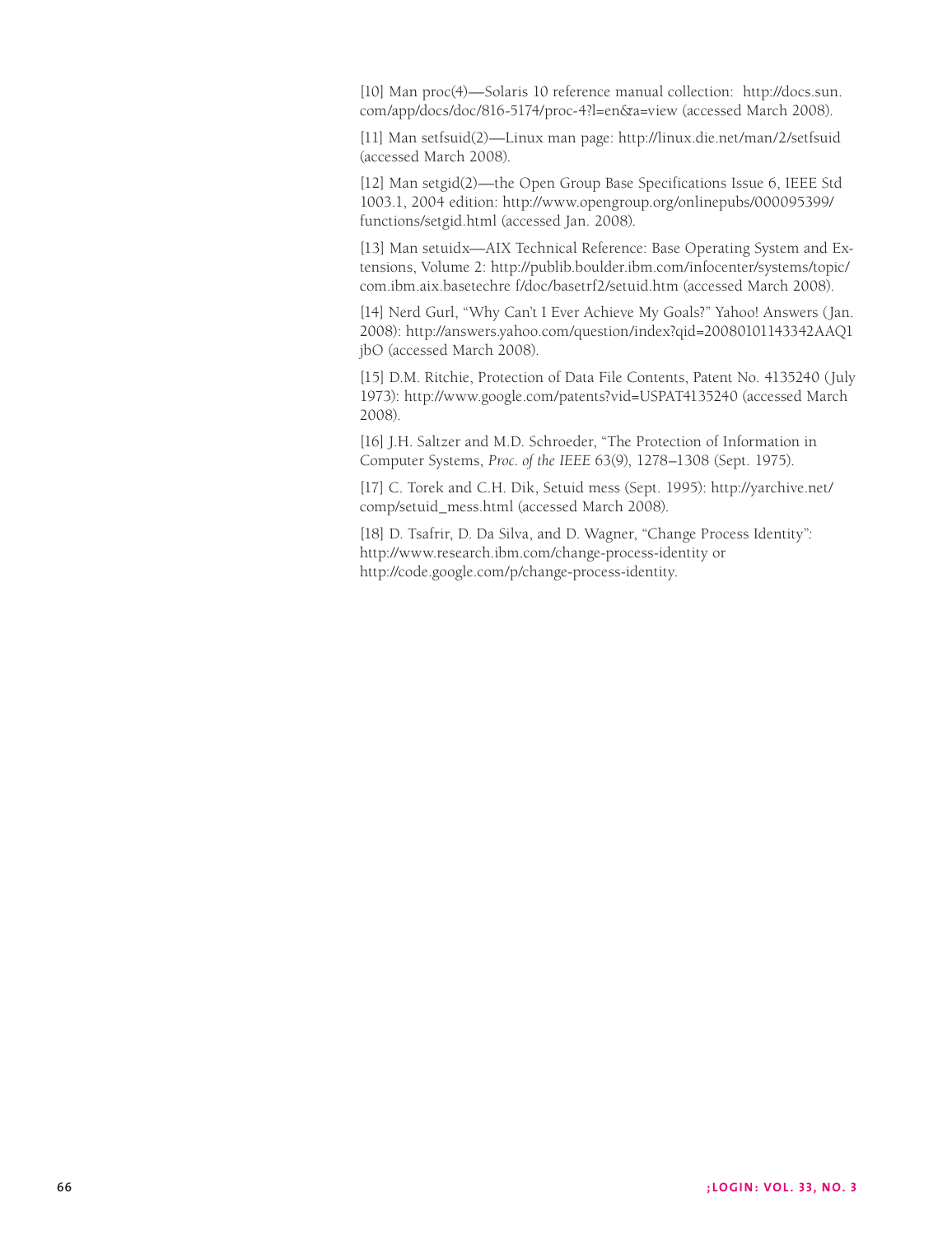[10] Man proc(4)—Solaris 10 reference manual collection: http://docs.sun.com/app/docs/doc/816-5174/proc-4?l=en&a=view (accessed March 2008).

[11] Man setfsuid(2)—Linux man page: http://linux.die.net/man/2/setfsuid (accessed March 2008).

[12] Man setgid(2)—the Open Group Base Specifications Issue 6, IEEE Std 1003.1, 2004 edition: http://www.opengroup.org/onlinepubs/000095399/functions/setgid.html (accessed Jan. 2008).

[13] Man setuidx—AIX Technical Reference: Base Operating System and Extensions, Volume 2: http://publib.boulder.ibm.com/infocenter/systems/topic/com.ibm.aix.basetechre f/doc/basetrf2/setuid.htm (accessed March 2008).

[14] Nerd Gurl, "Why Can't I Ever Achieve My Goals?" Yahoo! Answers (Jan. 2008): http://answers.yahoo.com/question/index?qid=20080101143342AAQ1jbO (accessed March 2008).

[15] D.M. Ritchie, Protection of Data File Contents, Patent No. 4135240 (July 1973): http://www.google.com/patents?vid=USPAT4135240 (accessed March 2008).

[16] J.H. Saltzer and M.D. Schroeder, "The Protection of Information in Computer Systems, *Proc. of the IEEE* 63(9), 1278–1308 (Sept. 1975).

[17] C. Torek and C.H. Dik, Setuid mess (Sept. 1995): http://yarchive.net/comp/setuid_mess.html (accessed March 2008).

[18] D. Tsafrir, D. Da Silva, and D. Wagner, "Change Process Identity": http://www.research.ibm.com/change-process-identity or http://code.google.com/p/change-process-identity.